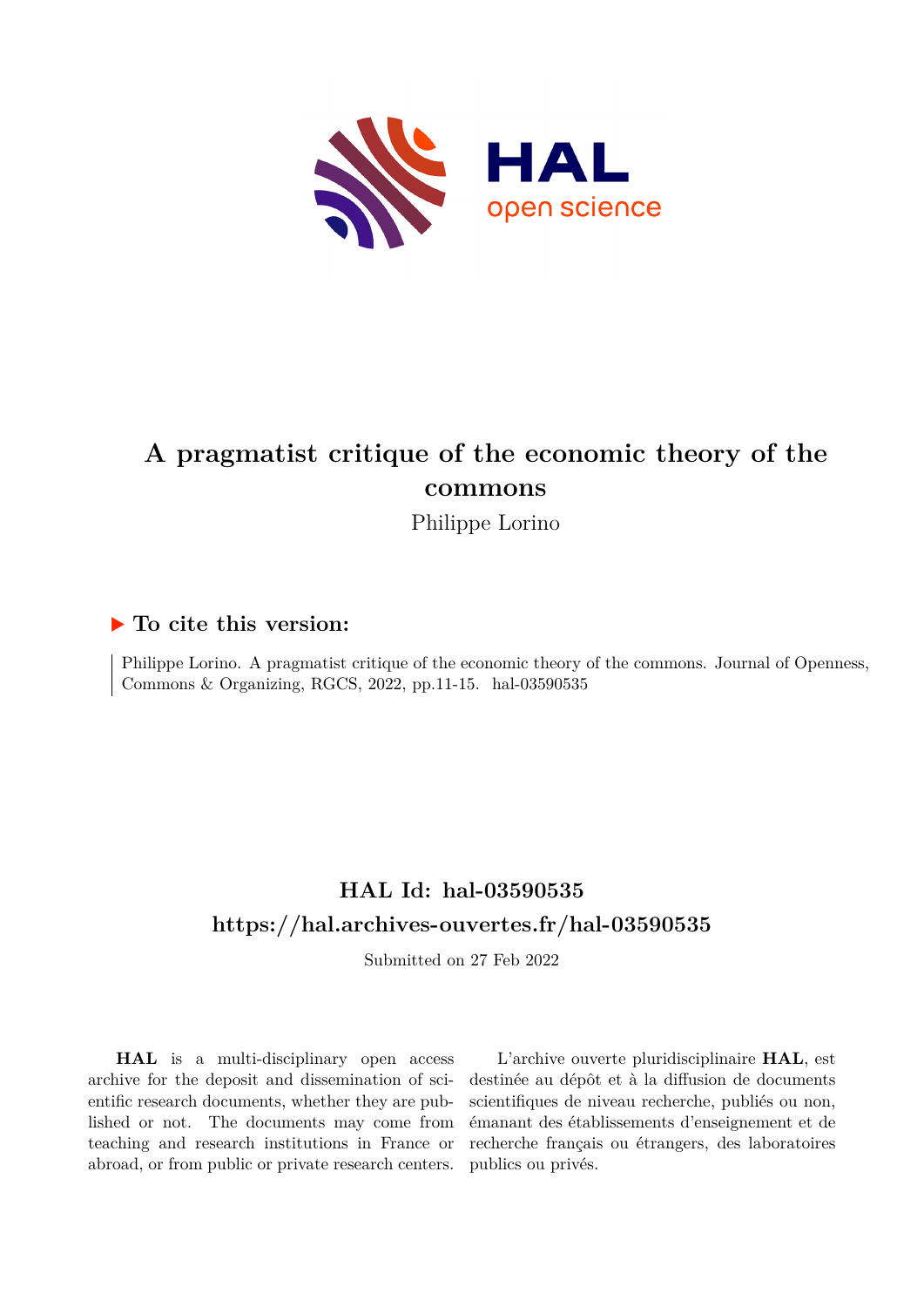# A pragmatist critique of the economic theory of the commons

Philippe Lorino

## ▶ To cite this version:

Philippe Lorino. A pragmatist critique of the economic theory of the commons. Journal of Openness, Commons & Organizing, RGCS, 2022, pp.11-15. hal-03590535

## HAL Id: hal-03590535

## https://hal.archives-ouvertes.fr/hal-03590535

Submitted on 27 Feb 2022

**HAL** is a multi-disciplinary open access archive for the deposit and dissemination of scientific research documents, whether they are published or not. The documents may come from teaching and research institutions in France or abroad, or from public or private research centers.

L'archive ouverte pluridisciplinaire **HAL**, est destinée au dépôt et à la diffusion de documents scientifiques de niveau recherche, publiés ou non, émanant des établissements d'enseignement et de recherche français ou étrangers, des laboratoires publics ou privés.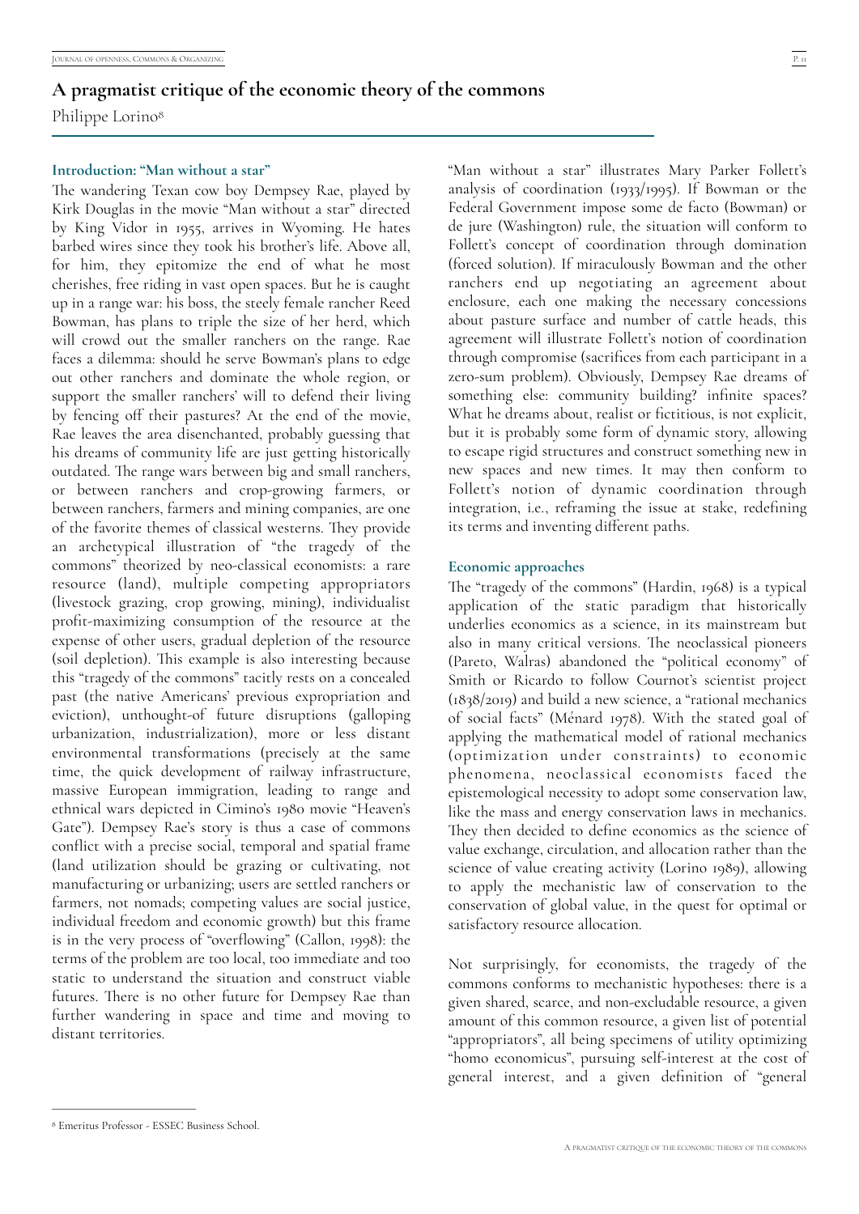## A pragmatist critique of the economic theory of the commons

Philippe Lorino[8]

### Introduction: "Man without a star"

The wandering Texan cow boy Dempsey Rae, played by Kirk Douglas in the movie "Man without a star" directed by King Vidor in 1955, arrives in Wyoming. He hates barbed wires since they took his brother's life. Above all, for him, they epitomize the end of what he most cherishes, free riding in vast open spaces. But he is caught up in a range war: his boss, the steely female rancher Reed Bowman, has plans to triple the size of her herd, which will crowd out the smaller ranchers on the range. Rae faces a dilemma: should he serve Bowman's plans to edge out other ranchers and dominate the whole region, or support the smaller ranchers' will to defend their living by fencing off their pastures? At the end of the movie, Rae leaves the area disenchanted, probably guessing that his dreams of community life are just getting historically outdated. The range wars between big and small ranchers, or between ranchers and crop-growing farmers, or between ranchers, farmers and mining companies, are one of the favorite themes of classical westerns. They provide an archetypical illustration of "the tragedy of the commons" theorized by neo-classical economists: a rare resource (land), multiple competing appropriators (livestock grazing, crop growing, mining), individualist profit-maximizing consumption of the resource at the expense of other users, gradual depletion of the resource (soil depletion). This example is also interesting because this "tragedy of the commons" tacitly rests on a concealed past (the native Americans' previous expropriation and eviction), unthought-of future disruptions (galloping urbanization, industrialization), more or less distant environmental transformations (precisely at the same time, the quick development of railway infrastructure, massive European immigration, leading to range and ethnical wars depicted in Cimino's 1980 movie "Heaven's Gate"). Dempsey Rae's story is thus a case of commons conflict with a precise social, temporal and spatial frame (land utilization should be grazing or cultivating, not manufacturing or urbanizing; users are settled ranchers or farmers, not nomads; competing values are social justice, individual freedom and economic growth) but this frame is in the very process of "overflowing" (Callon, 1998): the terms of the problem are too local, too immediate and too static to understand the situation and construct viable futures. There is no other future for Dempsey Rae than further wandering in space and time and moving to distant territories.

"Man without a star" illustrates Mary Parker Follett's analysis of coordination (1933/1995). If Bowman or the Federal Government impose some de facto (Bowman) or de jure (Washington) rule, the situation will conform to Follett's concept of coordination through domination (forced solution). If miraculously Bowman and the other ranchers end up negotiating an agreement about enclosure, each one making the necessary concessions about pasture surface and number of cattle heads, this agreement will illustrate Follett's notion of coordination through compromise (sacrifices from each participant in a zero-sum problem). Obviously, Dempsey Rae dreams of something else: community building? infinite spaces? What he dreams about, realist or fictitious, is not explicit, but it is probably some form of dynamic story, allowing to escape rigid structures and construct something new in new spaces and new times. It may then conform to Follett's notion of dynamic coordination through integration, i.e., reframing the issue at stake, redefining its terms and inventing different paths.

### Economic approaches

The "tragedy of the commons" (Hardin, 1968) is a typical application of the static paradigm that historically underlies economics as a science, in its mainstream but also in many critical versions. The neoclassical pioneers (Pareto, Walras) abandoned the "political economy" of Smith or Ricardo to follow Cournot's scientist project (1838/2019) and build a new science, a "rational mechanics of social facts" (Ménard 1978). With the stated goal of applying the mathematical model of rational mechanics (optimization under constraints) to economic phenomena, neoclassical economists faced the epistemological necessity to adopt some conservation law, like the mass and energy conservation laws in mechanics. They then decided to define economics as the science of value exchange, circulation, and allocation rather than the science of value creating activity (Lorino 1989), allowing to apply the mechanistic law of conservation to the conservation of global value, in the quest for optimal or satisfactory resource allocation.

Not surprisingly, for economists, the tragedy of the commons conforms to mechanistic hypotheses: there is a given shared, scarce, and non-excludable resource, a given amount of this common resource, a given list of potential "appropriators", all being specimens of utility optimizing "homo economicus", pursuing self-interest at the cost of general interest, and a given definition of "general

[8] Emeritus Professor - ESSEC Business School.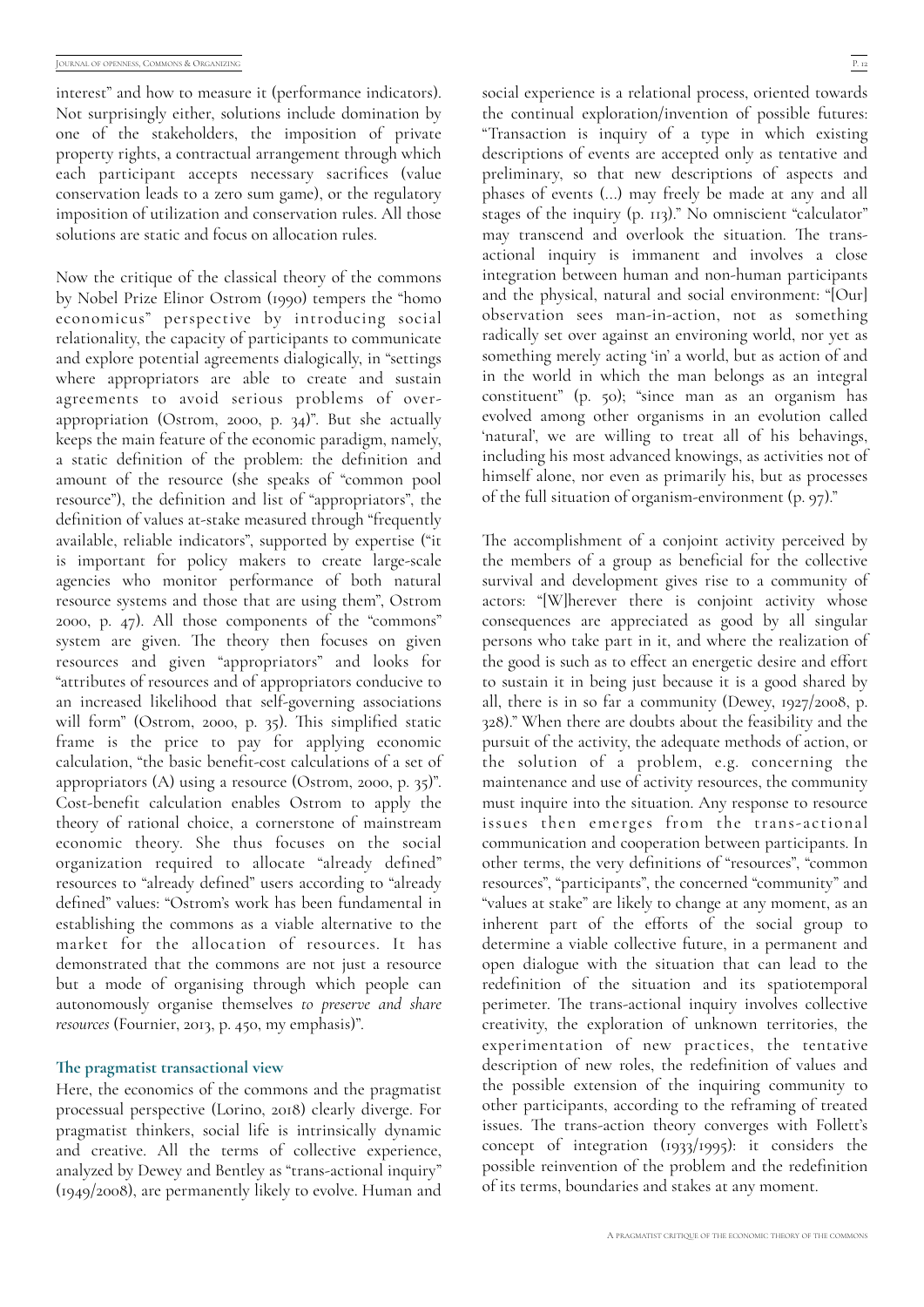interest" and how to measure it (performance indicators). Not surprisingly either, solutions include domination by one of the stakeholders, the imposition of private property rights, a contractual arrangement through which each participant accepts necessary sacrifices (value conservation leads to a zero sum game), or the regulatory imposition of utilization and conservation rules. All those solutions are static and focus on allocation rules.

Now the critique of the classical theory of the commons by Nobel Prize Elinor Ostrom (1990) tempers the "homo economicus" perspective by introducing social relationality, the capacity of participants to communicate and explore potential agreements dialogically, in "settings where appropriators are able to create and sustain agreements to avoid serious problems of over-appropriation (Ostrom, 2000, p. 34)". But she actually keeps the main feature of the economic paradigm, namely, a static definition of the problem: the definition and amount of the resource (she speaks of "common pool resource"), the definition and list of "appropriators", the definition of values at-stake measured through "frequently available, reliable indicators", supported by expertise ("it is important for policy makers to create large-scale agencies who monitor performance of both natural resource systems and those that are using them", Ostrom 2000, p. 47). All those components of the "commons" system are given. The theory then focuses on given resources and given "appropriators" and looks for "attributes of resources and of appropriators conducive to an increased likelihood that self-governing associations will form" (Ostrom, 2000, p. 35). This simplified static frame is the price to pay for applying economic calculation, "the basic benefit-cost calculations of a set of appropriators (A) using a resource (Ostrom, 2000, p. 35)". Cost-benefit calculation enables Ostrom to apply the theory of rational choice, a cornerstone of mainstream economic theory. She thus focuses on the social organization required to allocate "already defined" resources to "already defined" users according to "already defined" values: "Ostrom's work has been fundamental in establishing the commons as a viable alternative to the market for the allocation of resources. It has demonstrated that the commons are not just a resource but a mode of organising through which people can autonomously organise themselves *to preserve and share resources* (Fournier, 2013, p. 450, my emphasis)".

### The pragmatist transactional view

Here, the economics of the commons and the pragmatist processual perspective (Lorino, 2018) clearly diverge. For pragmatist thinkers, social life is intrinsically dynamic and creative. All the terms of collective experience, analyzed by Dewey and Bentley as "trans-actional inquiry" (1949/2008), are permanently likely to evolve. Human and social experience is a relational process, oriented towards the continual exploration/invention of possible futures: "Transaction is inquiry of a type in which existing descriptions of events are accepted only as tentative and preliminary, so that new descriptions of aspects and phases of events (…) may freely be made at any and all stages of the inquiry (p. 113)." No omniscient "calculator" may transcend and overlook the situation. The trans-actional inquiry is immanent and involves a close integration between human and non-human participants and the physical, natural and social environment: "[Our] observation sees man-in-action, not as something radically set over against an environing world, nor yet as something merely acting 'in' a world, but as action of and in the world in which the man belongs as an integral constituent" (p. 50); "since man as an organism has evolved among other organisms in an evolution called 'natural', we are willing to treat all of his behavings, including his most advanced knowings, as activities not of himself alone, nor even as primarily his, but as processes of the full situation of organism-environment (p. 97)."

The accomplishment of a conjoint activity perceived by the members of a group as beneficial for the collective survival and development gives rise to a community of actors: "[W]herever there is conjoint activity whose consequences are appreciated as good by all singular persons who take part in it, and where the realization of the good is such as to effect an energetic desire and effort to sustain it in being just because it is a good shared by all, there is in so far a community (Dewey, 1927/2008, p. 328)." When there are doubts about the feasibility and the pursuit of the activity, the adequate methods of action, or the solution of a problem, e.g. concerning the maintenance and use of activity resources, the community must inquire into the situation. Any response to resource issues then emerges from the trans-actional communication and cooperation between participants. In other terms, the very definitions of "resources", "common resources", "participants", the concerned "community" and "values at stake" are likely to change at any moment, as an inherent part of the efforts of the social group to determine a viable collective future, in a permanent and open dialogue with the situation that can lead to the redefinition of the situation and its spatiotemporal perimeter. The trans-actional inquiry involves collective creativity, the exploration of unknown territories, the experimentation of new practices, the tentative description of new roles, the redefinition of values and the possible extension of the inquiring community to other participants, according to the reframing of treated issues. The trans-action theory converges with Follett's concept of integration (1933/1995): it considers the possible reinvention of the problem and the redefinition of its terms, boundaries and stakes at any moment.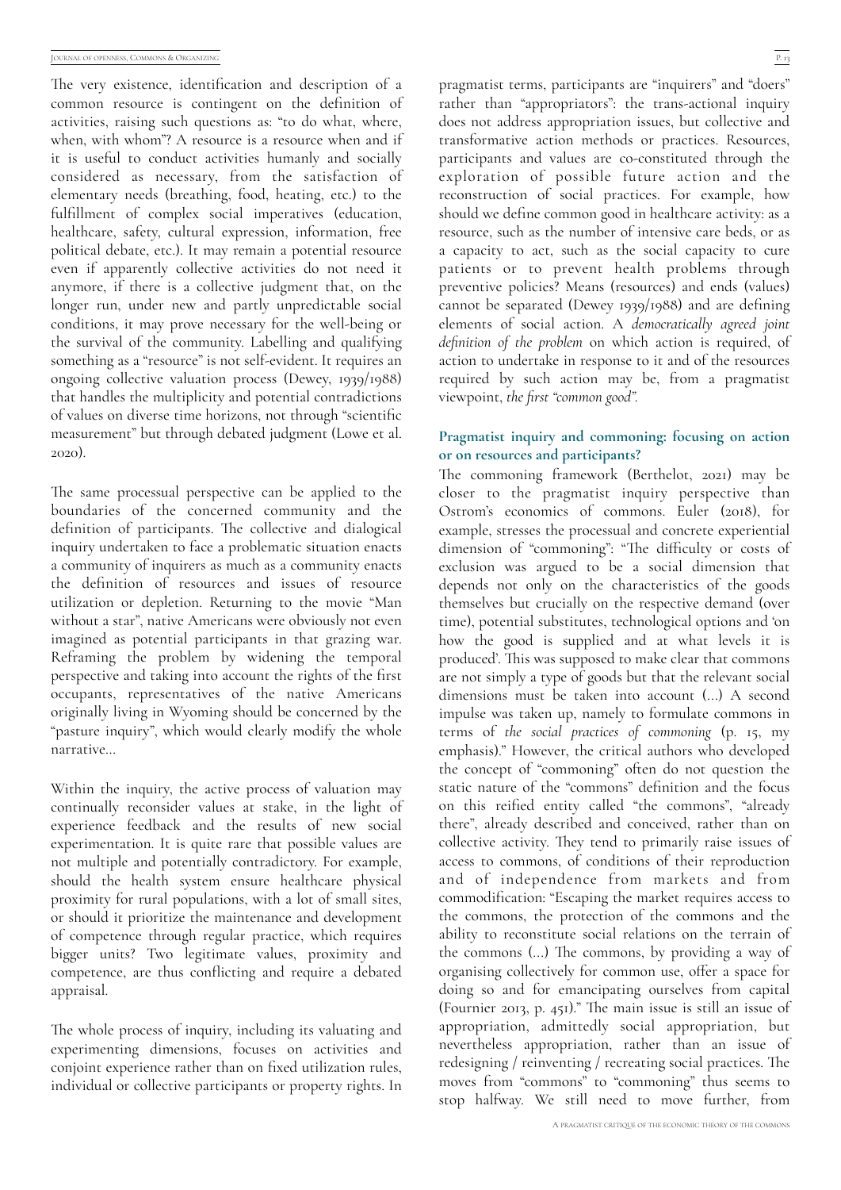The very existence, identification and description of a common resource is contingent on the definition of activities, raising such questions as: "to do what, where, when, with whom"? A resource is a resource when and if it is useful to conduct activities humanly and socially considered as necessary, from the satisfaction of elementary needs (breathing, food, heating, etc.) to the fulfillment of complex social imperatives (education, healthcare, safety, cultural expression, information, free political debate, etc.). It may remain a potential resource even if apparently collective activities do not need it anymore, if there is a collective judgment that, on the longer run, under new and partly unpredictable social conditions, it may prove necessary for the well-being or the survival of the community. Labelling and qualifying something as a "resource" is not self-evident. It requires an ongoing collective valuation process (Dewey, 1939/1988) that handles the multiplicity and potential contradictions of values on diverse time horizons, not through "scientific measurement" but through debated judgment (Lowe et al. 2020).

The same processual perspective can be applied to the boundaries of the concerned community and the definition of participants. The collective and dialogical inquiry undertaken to face a problematic situation enacts a community of inquirers as much as a community enacts the definition of resources and issues of resource utilization or depletion. Returning to the movie "Man without a star", native Americans were obviously not even imagined as potential participants in that grazing war. Reframing the problem by widening the temporal perspective and taking into account the rights of the first occupants, representatives of the native Americans originally living in Wyoming should be concerned by the "pasture inquiry", which would clearly modify the whole narrative...

Within the inquiry, the active process of valuation may continually reconsider values at stake, in the light of experience feedback and the results of new social experimentation. It is quite rare that possible values are not multiple and potentially contradictory. For example, should the health system ensure healthcare physical proximity for rural populations, with a lot of small sites, or should it prioritize the maintenance and development of competence through regular practice, which requires bigger units? Two legitimate values, proximity and competence, are thus conflicting and require a debated appraisal.

The whole process of inquiry, including its valuating and experimenting dimensions, focuses on activities and conjoint experience rather than on fixed utilization rules, individual or collective participants or property rights. In pragmatist terms, participants are "inquirers" and "doers" rather than "appropriators": the trans-actional inquiry does not address appropriation issues, but collective and transformative action methods or practices. Resources, participants and values are co-constituted through the exploration of possible future action and the reconstruction of social practices. For example, how should we define common good in healthcare activity: as a resource, such as the number of intensive care beds, or as a capacity to act, such as the social capacity to cure patients or to prevent health problems through preventive policies? Means (resources) and ends (values) cannot be separated (Dewey 1939/1988) and are defining elements of social action. A *democratically agreed joint definition of the problem* on which action is required, of action to undertake in response to it and of the resources required by such action may be, from a pragmatist viewpoint, *the first "common good".*

## Pragmatist inquiry and commoning: focusing on action or on resources and participants?

The commoning framework (Berthelot, 2021) may be closer to the pragmatist inquiry perspective than Ostrom's economics of commons. Euler (2018), for example, stresses the processual and concrete experiential dimension of "commoning": "The difficulty or costs of exclusion was argued to be a social dimension that depends not only on the characteristics of the goods themselves but crucially on the respective demand (over time), potential substitutes, technological options and 'on how the good is supplied and at what levels it is produced'. This was supposed to make clear that commons are not simply a type of goods but that the relevant social dimensions must be taken into account (...) A second impulse was taken up, namely to formulate commons in terms of *the social practices of commoning* (p. 15, my emphasis)." However, the critical authors who developed the concept of "commoning" often do not question the static nature of the "commons" definition and the focus on this reified entity called "the commons", "already there", already described and conceived, rather than on collective activity. They tend to primarily raise issues of access to commons, of conditions of their reproduction and of independence from markets and from commodification: "Escaping the market requires access to the commons, the protection of the commons and the ability to reconstitute social relations on the terrain of the commons (...) The commons, by providing a way of organising collectively for common use, offer a space for doing so and for emancipating ourselves from capital (Fournier 2013, p. 451)." The main issue is still an issue of appropriation, admittedly social appropriation, but nevertheless appropriation, rather than an issue of redesigning / reinventing / recreating social practices. The moves from "commons" to "commoning" thus seems to stop halfway. We still need to move further, from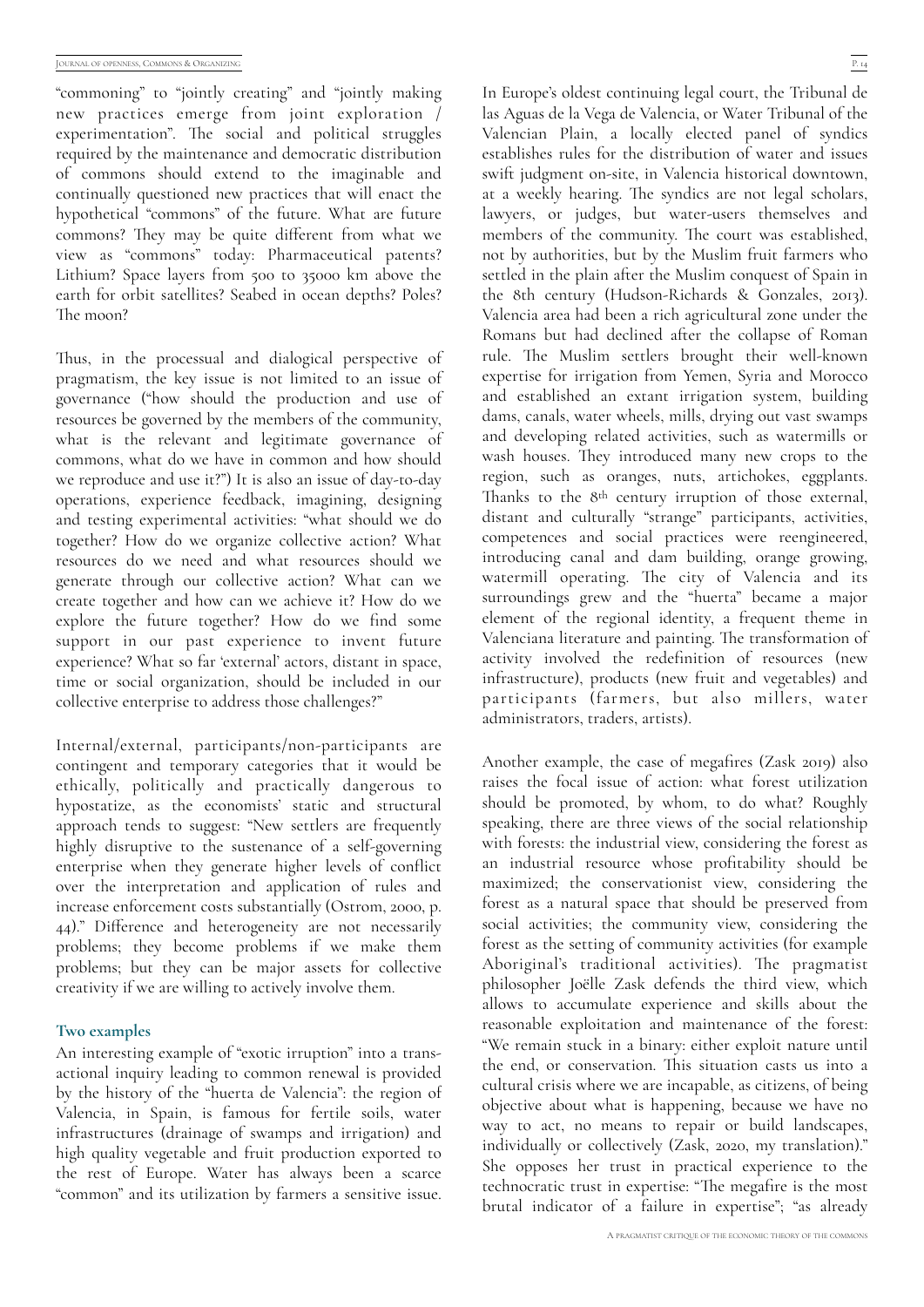"commoning" to "jointly creating" and "jointly making new practices emerge from joint exploration / experimentation". The social and political struggles required by the maintenance and democratic distribution of commons should extend to the imaginable and continually questioned new practices that will enact the hypothetical "commons" of the future. What are future commons? They may be quite different from what we view as "commons" today: Pharmaceutical patents? Lithium? Space layers from 500 to 35000 km above the earth for orbit satellites? Seabed in ocean depths? Poles? The moon?

Thus, in the processual and dialogical perspective of pragmatism, the key issue is not limited to an issue of governance ("how should the production and use of resources be governed by the members of the community, what is the relevant and legitimate governance of commons, what do we have in common and how should we reproduce and use it?") It is also an issue of day-to-day operations, experience feedback, imagining, designing and testing experimental activities: "what should we do together? How do we organize collective action? What resources do we need and what resources should we generate through our collective action? What can we create together and how can we achieve it? How do we explore the future together? How do we find some support in our past experience to invent future experience? What so far 'external' actors, distant in space, time or social organization, should be included in our collective enterprise to address those challenges?"

Internal/external, participants/non-participants are contingent and temporary categories that it would be ethically, politically and practically dangerous to hypostatize, as the economists' static and structural approach tends to suggest: "New settlers are frequently highly disruptive to the sustenance of a self-governing enterprise when they generate higher levels of conflict over the interpretation and application of rules and increase enforcement costs substantially (Ostrom, 2000, p. 44)." Difference and heterogeneity are not necessarily problems; they become problems if we make them problems; but they can be major assets for collective creativity if we are willing to actively involve them.

### Two examples

An interesting example of "exotic irruption" into a trans-actional inquiry leading to common renewal is provided by the history of the "huerta de Valencia": the region of Valencia, in Spain, is famous for fertile soils, water infrastructures (drainage of swamps and irrigation) and high quality vegetable and fruit production exported to the rest of Europe. Water has always been a scarce "common" and its utilization by farmers a sensitive issue. In Europe's oldest continuing legal court, the Tribunal de las Aguas de la Vega de Valencia, or Water Tribunal of the Valencian Plain, a locally elected panel of syndics establishes rules for the distribution of water and issues swift judgment on-site, in Valencia historical downtown, at a weekly hearing. The syndics are not legal scholars, lawyers, or judges, but water-users themselves and members of the community. The court was established, not by authorities, but by the Muslim fruit farmers who settled in the plain after the Muslim conquest of Spain in the 8th century (Hudson-Richards & Gonzales, 2013). Valencia area had been a rich agricultural zone under the Romans but had declined after the collapse of Roman rule. The Muslim settlers brought their well-known expertise for irrigation from Yemen, Syria and Morocco and established an extant irrigation system, building dams, canals, water wheels, mills, drying out vast swamps and developing related activities, such as watermills or wash houses. They introduced many new crops to the region, such as oranges, nuts, artichokes, eggplants. Thanks to the 8th century irruption of those external, distant and culturally "strange" participants, activities, competences and social practices were reengineered, introducing canal and dam building, orange growing, watermill operating. The city of Valencia and its surroundings grew and the "huerta" became a major element of the regional identity, a frequent theme in Valenciana literature and painting. The transformation of activity involved the redefinition of resources (new infrastructure), products (new fruit and vegetables) and participants (farmers, but also millers, water administrators, traders, artists).

Another example, the case of megafires (Zask 2019) also raises the focal issue of action: what forest utilization should be promoted, by whom, to do what? Roughly speaking, there are three views of the social relationship with forests: the industrial view, considering the forest as an industrial resource whose profitability should be maximized; the conservationist view, considering the forest as a natural space that should be preserved from social activities; the community view, considering the forest as the setting of community activities (for example Aboriginal's traditional activities). The pragmatist philosopher Joëlle Zask defends the third view, which allows to accumulate experience and skills about the reasonable exploitation and maintenance of the forest: "We remain stuck in a binary: either exploit nature until the end, or conservation. This situation casts us into a cultural crisis where we are incapable, as citizens, of being objective about what is happening, because we have no way to act, no means to repair or build landscapes, individually or collectively (Zask, 2020, my translation)." She opposes her trust in practical experience to the technocratic trust in expertise: "The megafire is the most brutal indicator of a failure in expertise"; "as already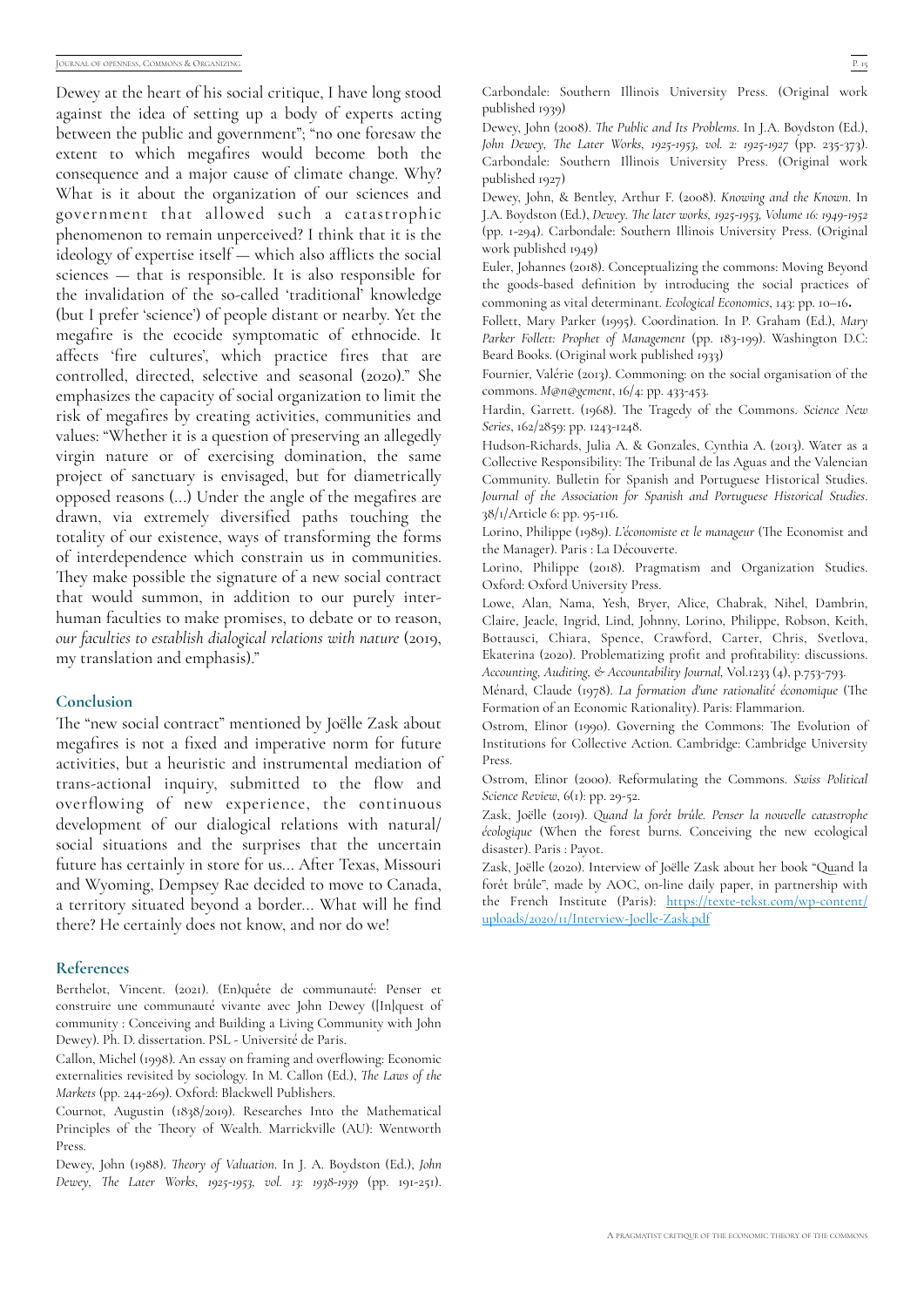Dewey at the heart of his social critique, I have long stood against the idea of setting up a body of experts acting between the public and government"; "no one foresaw the extent to which megafires would become both the consequence and a major cause of climate change. Why? What is it about the organization of our sciences and government that allowed such a catastrophic phenomenon to remain unperceived? I think that it is the ideology of expertise itself — which also afflicts the social sciences — that is responsible. It is also responsible for the invalidation of the so-called 'traditional' knowledge (but I prefer 'science') of people distant or nearby. Yet the megafire is the ecocide symptomatic of ethnocide. It affects 'fire cultures', which practice fires that are controlled, directed, selective and seasonal (2020)." She emphasizes the capacity of social organization to limit the risk of megafires by creating activities, communities and values: "Whether it is a question of preserving an allegedly virgin nature or of exercising domination, the same project of sanctuary is envisaged, but for diametrically opposed reasons (...) Under the angle of the megafires are drawn, via extremely diversified paths touching the totality of our existence, ways of transforming the forms of interdependence which constrain us in communities. They make possible the signature of a new social contract that would summon, in addition to our purely inter-human faculties to make promises, to debate or to reason, *our faculties to establish dialogical relations with nature* (2019, my translation and emphasis)."

## Conclusion

The "new social contract" mentioned by Joëlle Zask about megafires is not a fixed and imperative norm for future activities, but a heuristic and instrumental mediation of trans-actional inquiry, submitted to the flow and overflowing of new experience, the continuous development of our dialogical relations with natural/social situations and the surprises that the uncertain future has certainly in store for us... After Texas, Missouri and Wyoming, Dempsey Rae decided to move to Canada, a territory situated beyond a border... What will he find there? He certainly does not know, and nor do we!

## References

Berthelot, Vincent. (2021). (En)quête de communauté: Penser et construire une communauté vivante avec John Dewey ([In]quest of community : Conceiving and Building a Living Community with John Dewey). Ph. D. dissertation. PSL - Université de Paris.

Callon, Michel (1998). An essay on framing and overflowing: Economic externalities revisited by sociology. In M. Callon (Ed.), *The Laws of the Markets* (pp. 244-269). Oxford: Blackwell Publishers.

Cournot, Augustin (1838/2019). Researches Into the Mathematical Principles of the Theory of Wealth. Marrickville (AU): Wentworth Press.

Dewey, John (1988). *Theory of Valuation*. In J. A. Boydston (Ed.), *John Dewey, The Later Works, 1925-1953, vol. 13: 1938-1939* (pp. 191-251). Carbondale: Southern Illinois University Press. (Original work published 1939)

Dewey, John (2008). *The Public and Its Problems*. In J.A. Boydston (Ed.), *John Dewey, The Later Works, 1925-1953, vol. 2: 1925-1927* (pp. 235-373). Carbondale: Southern Illinois University Press. (Original work published 1927)

Dewey, John, & Bentley, Arthur F. (2008). *Knowing and the Known*. In J.A. Boydston (Ed.), *Dewey. The later works, 1925-1953, Volume 16: 1949-1952* (pp. 1-294). Carbondale: Southern Illinois University Press. (Original work published 1949)

Euler, Johannes (2018). Conceptualizing the commons: Moving Beyond the goods-based definition by introducing the social practices of commoning as vital determinant. *Ecological Economics*, 143: pp. 10–16**.**

Follett, Mary Parker (1995). Coordination. In P. Graham (Ed.), *Mary Parker Follett: Prophet of Management* (pp. 183-199). Washington D.C: Beard Books. (Original work published 1933)

Fournier, Valérie (2013). Commoning: on the social organisation of the commons. *M@n@gement*, 16/4: pp. 433-453.

Hardin, Garrett. (1968). The Tragedy of the Commons. *Science New Series*, 162/2859: pp. 1243-1248.

Hudson-Richards, Julia A. & Gonzales, Cynthia A. (2013). Water as a Collective Responsibility: The Tribunal de las Aguas and the Valencian Community. Bulletin for Spanish and Portuguese Historical Studies. *Journal of the Association for Spanish and Portuguese Historical Studies*. 38/1/Article 6: pp. 95-116.

Lorino, Philippe (1989). *L'économiste et le manageur* (The Economist and the Manager). Paris : La Découverte.

Lorino, Philippe (2018). Pragmatism and Organization Studies. Oxford: Oxford University Press.

Lowe, Alan, Nama, Yesh, Bryer, Alice, Chabrak, Nihel, Dambrin, Claire, Jeacle, Ingrid, Lind, Johnny, Lorino, Philippe, Robson, Keith, Bottausci, Chiara, Spence, Crawford, Carter, Chris, Svetlova, Ekaterina (2020). Problematizing profit and profitability: discussions. *Accounting, Auditing, & Accountability Journal*, Vol.1233 (4), p.753-793.

Ménard, Claude (1978). *La formation d'une rationalité économique* (The Formation of an Economic Rationality). Paris: Flammarion.

Ostrom, Elinor (1990). Governing the Commons: The Evolution of Institutions for Collective Action. Cambridge: Cambridge University Press.

Ostrom, Elinor (2000). Reformulating the Commons. *Swiss Political Science Review*, 6(1): pp. 29-52.

Zask, Joëlle (2019). *Quand la forêt brûle. Penser la nouvelle catastrophe écologique* (When the forest burns. Conceiving the new ecological disaster). Paris : Payot.

Zask, Joëlle (2020). Interview of Joëlle Zask about her book "Quand la forêt brûle", made by AOC, on-line daily paper, in partnership with the French Institute (Paris): https://texte-tekst.com/wp-content/uploads/2020/11/Interview-Joelle-Zask.pdf